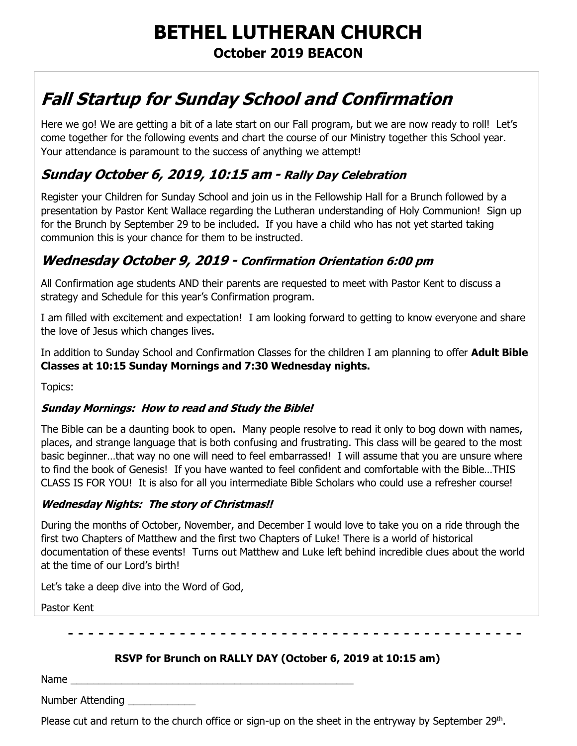# BETHEL LUTHERAN CHURCH

**October 2019 BEACON**

## *Fall Startup for Sunday School and Confirmation*

Here we go! We are getting a bit of a late start on our Fall program, but we are now ready to roll! Let's come together for the following events and chart the course of our Ministry together this School year. Your attendance is paramount to the success of anything we attempt!

### *Sunday October 6, 2019, 10:15 am - Rally Day Celebration*

Register your Children for Sunday School and join us in the Fellowship Hall for a Brunch followed by a presentation by Pastor Kent Wallace regarding the Lutheran understanding of Holy Communion! Sign up for the Brunch by September 29 to be included. If you have a child who has not yet started taking communion this is your chance for them to be instructed.

### *Wednesday October 9, 2019 - Confirmation Orientation 6:00 pm*

All Confirmation age students AND their parents are requested to meet with Pastor Kent to discuss a strategy and Schedule for this year's Confirmation program.

I am filled with excitement and expectation! I am looking forward to getting to know everyone and share the love of Jesus which changes lives.

In addition to Sunday School and Confirmation Classes for the children I am planning to offer **Adult Bible Classes at 10:15 Sunday Mornings and 7:30 Wednesday nights.**

Topics:

***Sunday Mornings: How to read and Study the Bible!***

The Bible can be a daunting book to open. Many people resolve to read it only to bog down with names, places, and strange language that is both confusing and frustrating. This class will be geared to the most basic beginner…that way no one will need to feel embarrassed! I will assume that you are unsure where to find the book of Genesis! If you have wanted to feel confident and comfortable with the Bible…THIS CLASS IS FOR YOU! It is also for all you intermediate Bible Scholars who could use a refresher course!

***Wednesday Nights: The story of Christmas!!***

During the months of October, November, and December I would love to take you on a ride through the first two Chapters of Matthew and the first two Chapters of Luke! There is a world of historical documentation of these events! Turns out Matthew and Luke left behind incredible clues about the world at the time of our Lord's birth!

Let's take a deep dive into the Word of God,

Pastor Kent

- - - - - - - - - - - - - - - - - - - - - - - - - - - - - - - - - - - - - - - - - - - - - -

**RSVP for Brunch on RALLY DAY (October 6, 2019 at 10:15 am)**

Name ___________________________________________________

Number Attending ____________

Please cut and return to the church office or sign-up on the sheet in the entryway by September 29th.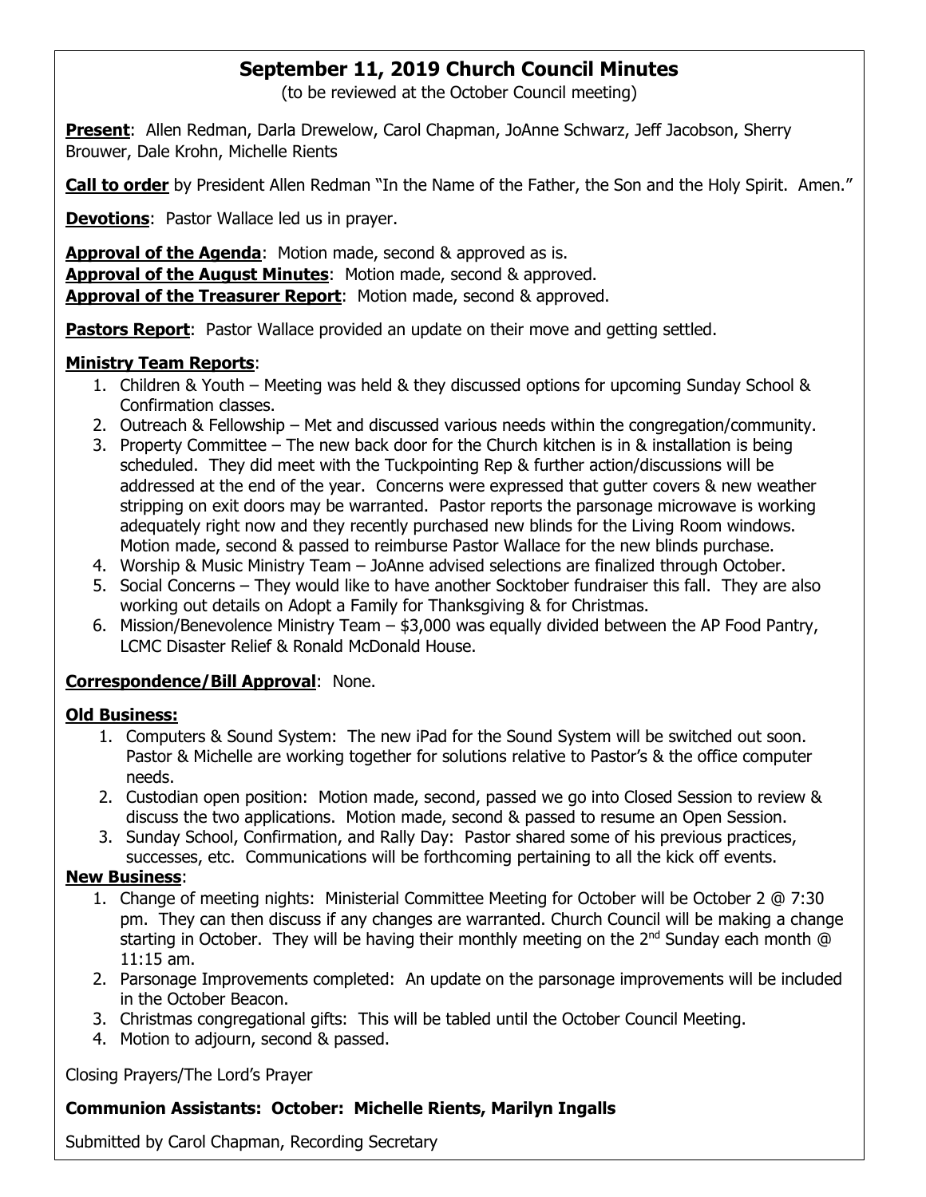# September 11, 2019 Church Council Minutes

(to be reviewed at the October Council meeting)

**Present**: Allen Redman, Darla Drewelow, Carol Chapman, JoAnne Schwarz, Jeff Jacobson, Sherry Brouwer, Dale Krohn, Michelle Rients

**Call to order** by President Allen Redman "In the Name of the Father, the Son and the Holy Spirit. Amen."

**Devotions**: Pastor Wallace led us in prayer.

**Approval of the Agenda**: Motion made, second & approved as is.
**Approval of the August Minutes**: Motion made, second & approved.
**Approval of the Treasurer Report**: Motion made, second & approved.

**Pastors Report**: Pastor Wallace provided an update on their move and getting settled.

**Ministry Team Reports**:

1. Children & Youth – Meeting was held & they discussed options for upcoming Sunday School & Confirmation classes.
2. Outreach & Fellowship – Met and discussed various needs within the congregation/community.
3. Property Committee – The new back door for the Church kitchen is in & installation is being scheduled. They did meet with the Tuckpointing Rep & further action/discussions will be addressed at the end of the year. Concerns were expressed that gutter covers & new weather stripping on exit doors may be warranted. Pastor reports the parsonage microwave is working adequately right now and they recently purchased new blinds for the Living Room windows. Motion made, second & passed to reimburse Pastor Wallace for the new blinds purchase.
4. Worship & Music Ministry Team – JoAnne advised selections are finalized through October.
5. Social Concerns – They would like to have another Socktober fundraiser this fall. They are also working out details on Adopt a Family for Thanksgiving & for Christmas.
6. Mission/Benevolence Ministry Team – $3,000 was equally divided between the AP Food Pantry, LCMC Disaster Relief & Ronald McDonald House.

**Correspondence/Bill Approval**: None.

**Old Business:**

1. Computers & Sound System: The new iPad for the Sound System will be switched out soon. Pastor & Michelle are working together for solutions relative to Pastor's & the office computer needs.
2. Custodian open position: Motion made, second, passed we go into Closed Session to review & discuss the two applications. Motion made, second & passed to resume an Open Session.
3. Sunday School, Confirmation, and Rally Day: Pastor shared some of his previous practices, successes, etc. Communications will be forthcoming pertaining to all the kick off events.

**New Business**:

1. Change of meeting nights: Ministerial Committee Meeting for October will be October 2 @ 7:30 pm. They can then discuss if any changes are warranted. Church Council will be making a change starting in October. They will be having their monthly meeting on the 2nd Sunday each month @ 11:15 am.
2. Parsonage Improvements completed: An update on the parsonage improvements will be included in the October Beacon.
3. Christmas congregational gifts: This will be tabled until the October Council Meeting.
4. Motion to adjourn, second & passed.

Closing Prayers/The Lord's Prayer

**Communion Assistants: October: Michelle Rients, Marilyn Ingalls**

Submitted by Carol Chapman, Recording Secretary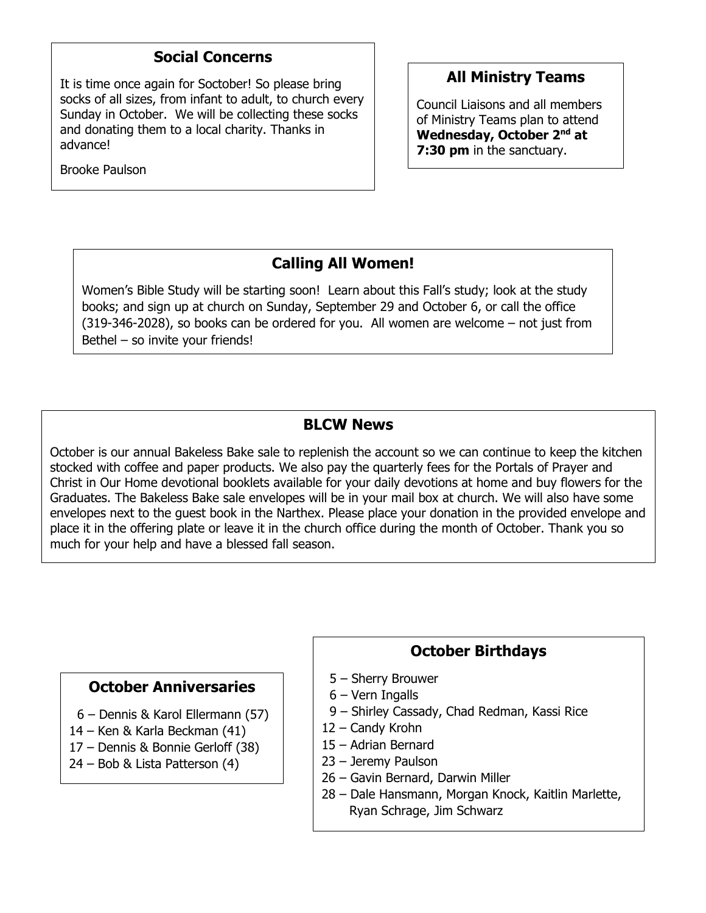## Social Concerns

It is time once again for Soctober! So please bring socks of all sizes, from infant to adult, to church every Sunday in October. We will be collecting these socks and donating them to a local charity. Thanks in advance!

Brooke Paulson

## All Ministry Teams

Council Liaisons and all members of Ministry Teams plan to attend **Wednesday, October 2nd at 7:30 pm** in the sanctuary.

## Calling All Women!

Women's Bible Study will be starting soon! Learn about this Fall's study; look at the study books; and sign up at church on Sunday, September 29 and October 6, or call the office (319-346-2028), so books can be ordered for you. All women are welcome – not just from Bethel – so invite your friends!

## BLCW News

October is our annual Bakeless Bake sale to replenish the account so we can continue to keep the kitchen stocked with coffee and paper products. We also pay the quarterly fees for the Portals of Prayer and Christ in Our Home devotional booklets available for your daily devotions at home and buy flowers for the Graduates. The Bakeless Bake sale envelopes will be in your mail box at church. We will also have some envelopes next to the guest book in the Narthex. Please place your donation in the provided envelope and place it in the offering plate or leave it in the church office during the month of October. Thank you so much for your help and have a blessed fall season.

## October Anniversaries

6 – Dennis & Karol Ellermann (57)
14 – Ken & Karla Beckman (41)
17 – Dennis & Bonnie Gerloff (38)
24 – Bob & Lista Patterson (4)

## October Birthdays

5 – Sherry Brouwer
6 – Vern Ingalls
9 – Shirley Cassady, Chad Redman, Kassi Rice
12 – Candy Krohn
15 – Adrian Bernard
23 – Jeremy Paulson
26 – Gavin Bernard, Darwin Miller
28 – Dale Hansmann, Morgan Knock, Kaitlin Marlette, Ryan Schrage, Jim Schwarz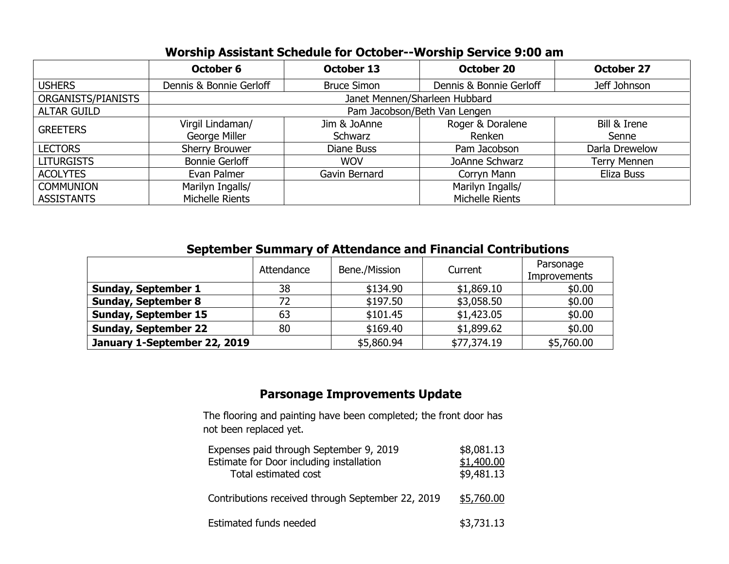## Worship Assistant Schedule for October--Worship Service 9:00 am

| | October 6 | October 13 | October 20 | October 27 |
|---|---|---|---|---|
| USHERS | Dennis & Bonnie Gerloff | Bruce Simon | Dennis & Bonnie Gerloff | Jeff Johnson |
| ORGANISTS/PIANISTS | Janet Mennen/Sharleen Hubbard | | | |
| ALTAR GUILD | Pam Jacobson/Beth Van Lengen | | | |
| GREETERS | Virgil Lindaman/ George Miller | Jim & JoAnne Schwarz | Roger & Doralene Renken | Bill & Irene Senne |
| LECTORS | Sherry Brouwer | Diane Buss | Pam Jacobson | Darla Drewelow |
| LITURGISTS | Bonnie Gerloff | WOV | JoAnne Schwarz | Terry Mennen |
| ACOLYTES | Evan Palmer | Gavin Bernard | Corryn Mann | Eliza Buss |
| COMMUNION ASSISTANTS | Marilyn Ingalls/ Michelle Rients | | Marilyn Ingalls/ Michelle Rients | |

## September Summary of Attendance and Financial Contributions

| | Attendance | Bene./Mission | Current | Parsonage Improvements |
|---|---|---|---|---|
| **Sunday, September 1** | 38 | $134.90 | $1,869.10 | $0.00 |
| **Sunday, September 8** | 72 | $197.50 | $3,058.50 | $0.00 |
| **Sunday, September 15** | 63 | $101.45 | $1,423.05 | $0.00 |
| **Sunday, September 22** | 80 | $169.40 | $1,899.62 | $0.00 |
| **January 1-September 22, 2019** | | $5,860.94 | $77,374.19 | $5,760.00 |

## Parsonage Improvements Update

The flooring and painting have been completed; the front door has not been replaced yet.

| | |
|---|---|
| Expenses paid through September 9, 2019 | $8,081.13 |
| Estimate for Door including installation | $1,400.00 |
| Total estimated cost | $9,481.13 |
| | |
| Contributions received through September 22, 2019 | $5,760.00 |
| | |
| Estimated funds needed | $3,731.13 |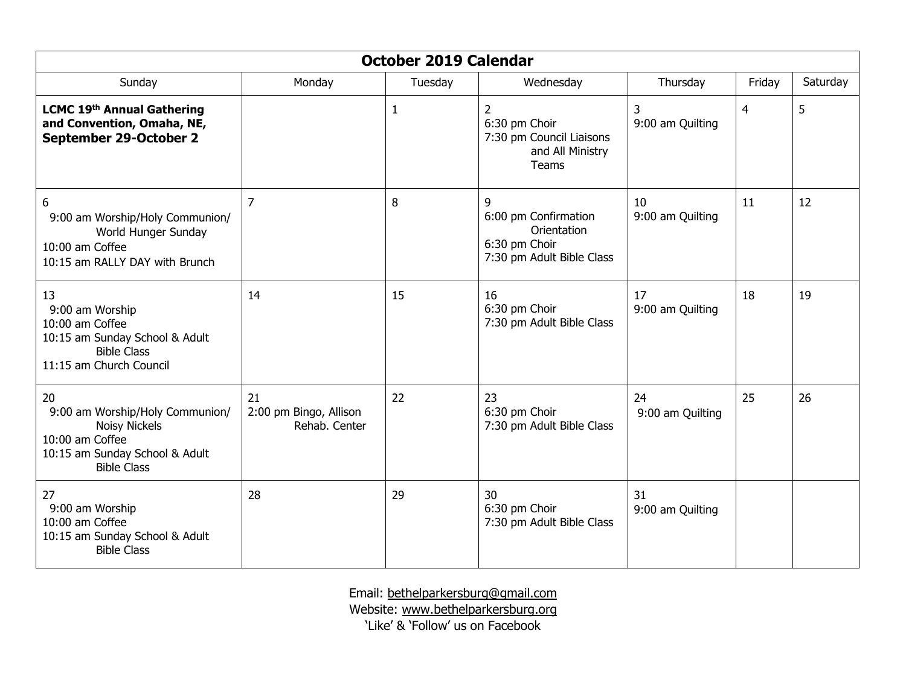# October 2019 Calendar

| Sunday | Monday | Tuesday | Wednesday | Thursday | Friday | Saturday |
|---|---|---|---|---|---|---|
| **LCMC 19th Annual Gathering and Convention, Omaha, NE, September 29-October 2** | | 1 | 2<br>6:30 pm Choir<br>7:30 pm Council Liaisons and All Ministry Teams | 3<br>9:00 am Quilting | 4 | 5 |
| 6<br>9:00 am Worship/Holy Communion/ World Hunger Sunday<br>10:00 am Coffee<br>10:15 am RALLY DAY with Brunch | 7 | 8 | 9<br>6:00 pm Confirmation Orientation<br>6:30 pm Choir<br>7:30 pm Adult Bible Class | 10<br>9:00 am Quilting | 11 | 12 |
| 13<br>9:00 am Worship<br>10:00 am Coffee<br>10:15 am Sunday School & Adult Bible Class<br>11:15 am Church Council | 14 | 15 | 16<br>6:30 pm Choir<br>7:30 pm Adult Bible Class | 17<br>9:00 am Quilting | 18 | 19 |
| 20<br>9:00 am Worship/Holy Communion/ Noisy Nickels<br>10:00 am Coffee<br>10:15 am Sunday School & Adult Bible Class | 21<br>2:00 pm Bingo, Allison Rehab. Center | 22 | 23<br>6:30 pm Choir<br>7:30 pm Adult Bible Class | 24<br>9:00 am Quilting | 25 | 26 |
| 27<br>9:00 am Worship<br>10:00 am Coffee<br>10:15 am Sunday School & Adult Bible Class | 28 | 29 | 30<br>6:30 pm Choir<br>7:30 pm Adult Bible Class | 31<br>9:00 am Quilting | | |

Email: bethelparkersburg@gmail.com
Website: www.bethelparkersburg.org
'Like' & 'Follow' us on Facebook